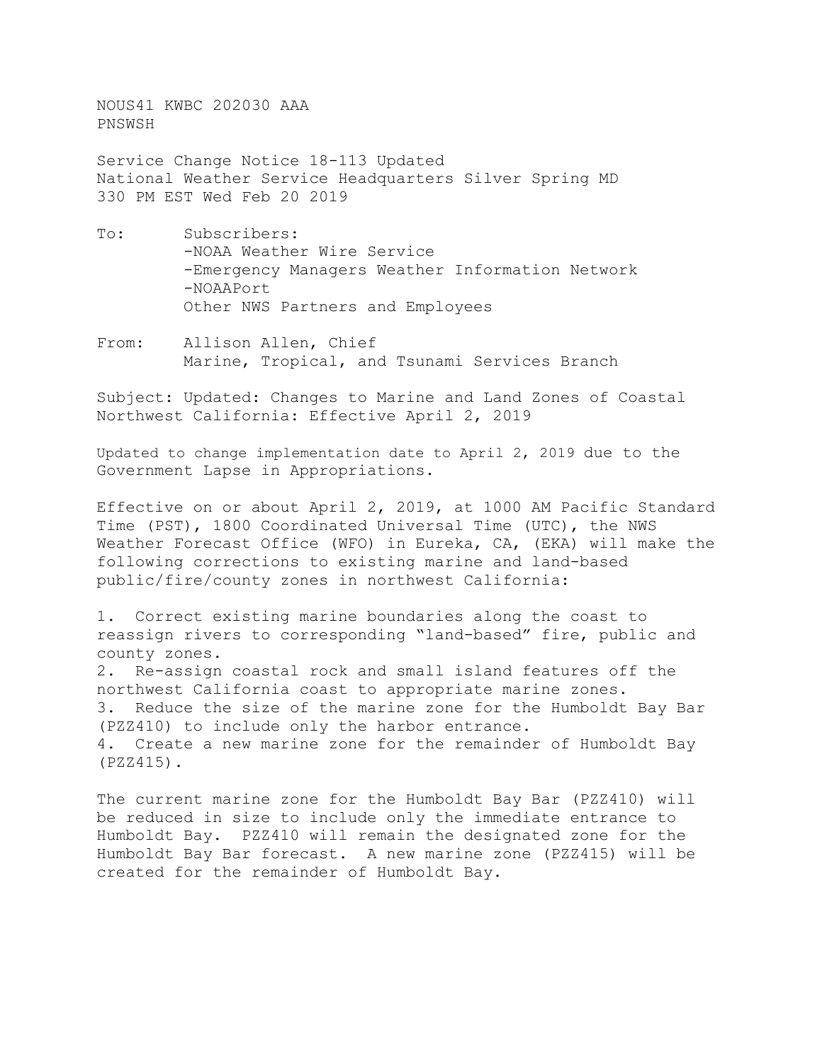NOUS41 KWBC 202030 AAA
PNSWSH

Service Change Notice 18-113 Updated
National Weather Service Headquarters Silver Spring MD
330 PM EST Wed Feb 20 2019

To: Subscribers:
-NOAA Weather Wire Service
-Emergency Managers Weather Information Network
-NOAAPort
Other NWS Partners and Employees

From: Allison Allen, Chief
Marine, Tropical, and Tsunami Services Branch

Subject: Updated: Changes to Marine and Land Zones of Coastal Northwest California: Effective April 2, 2019

Updated to change implementation date to April 2, 2019 due to the Government Lapse in Appropriations.

Effective on or about April 2, 2019, at 1000 AM Pacific Standard Time (PST), 1800 Coordinated Universal Time (UTC), the NWS Weather Forecast Office (WFO) in Eureka, CA, (EKA) will make the following corrections to existing marine and land-based public/fire/county zones in northwest California:

1. Correct existing marine boundaries along the coast to reassign rivers to corresponding "land-based" fire, public and county zones.
2. Re-assign coastal rock and small island features off the northwest California coast to appropriate marine zones.
3. Reduce the size of the marine zone for the Humboldt Bay Bar (PZZ410) to include only the harbor entrance.
4. Create a new marine zone for the remainder of Humboldt Bay (PZZ415).

The current marine zone for the Humboldt Bay Bar (PZZ410) will be reduced in size to include only the immediate entrance to Humboldt Bay. PZZ410 will remain the designated zone for the Humboldt Bay Bar forecast. A new marine zone (PZZ415) will be created for the remainder of Humboldt Bay.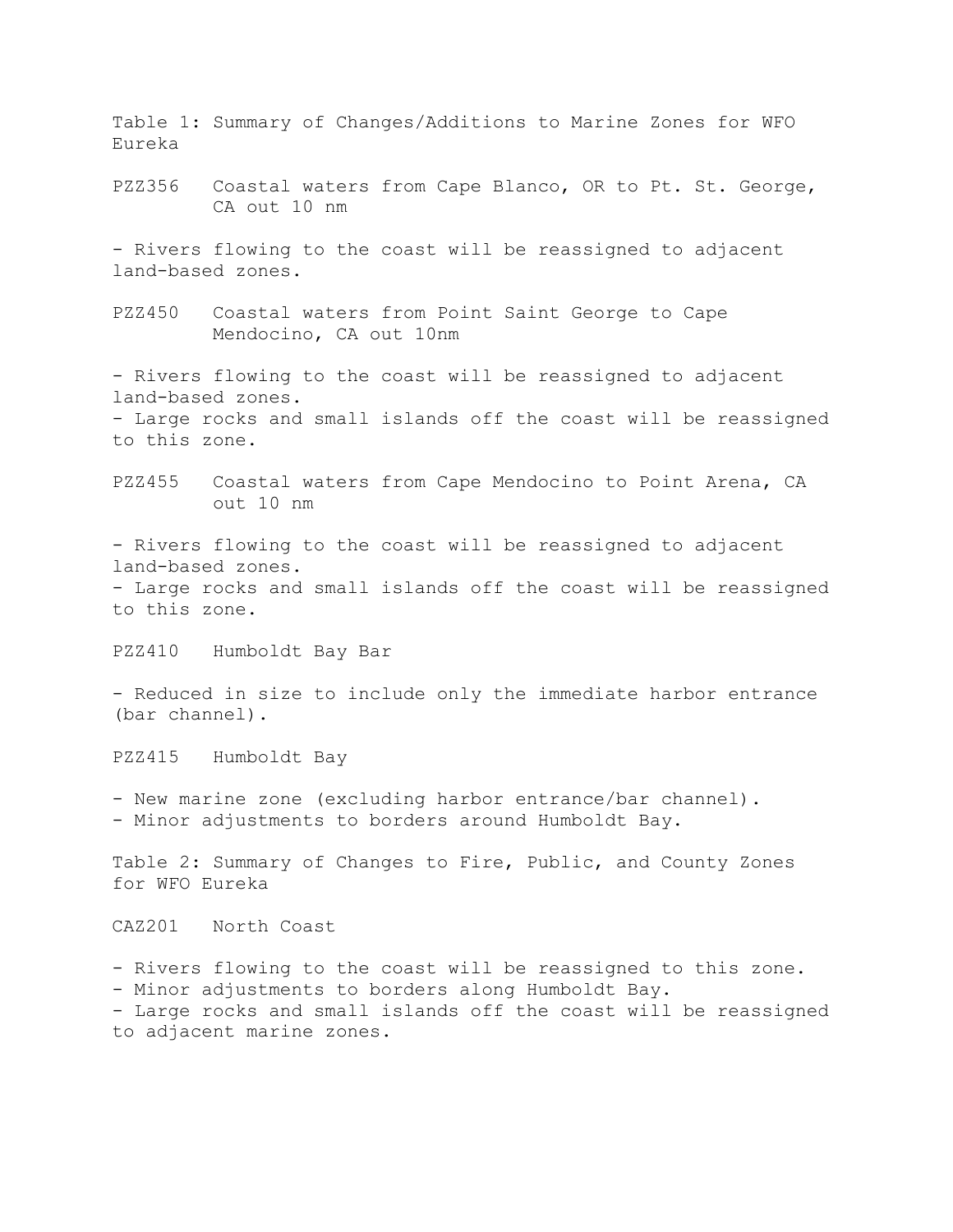Table 1: Summary of Changes/Additions to Marine Zones for WFO Eureka

PZZ356 Coastal waters from Cape Blanco, OR to Pt. St. George, CA out 10 nm

- Rivers flowing to the coast will be reassigned to adjacent land-based zones.

PZZ450 Coastal waters from Point Saint George to Cape Mendocino, CA out 10nm

- Rivers flowing to the coast will be reassigned to adjacent land-based zones.
- Large rocks and small islands off the coast will be reassigned to this zone.

PZZ455 Coastal waters from Cape Mendocino to Point Arena, CA out 10 nm

- Rivers flowing to the coast will be reassigned to adjacent land-based zones.
- Large rocks and small islands off the coast will be reassigned to this zone.

PZZ410 Humboldt Bay Bar

- Reduced in size to include only the immediate harbor entrance (bar channel).

PZZ415 Humboldt Bay

- New marine zone (excluding harbor entrance/bar channel).
- Minor adjustments to borders around Humboldt Bay.

Table 2: Summary of Changes to Fire, Public, and County Zones for WFO Eureka

CAZ201 North Coast

- Rivers flowing to the coast will be reassigned to this zone.
- Minor adjustments to borders along Humboldt Bay.
- Large rocks and small islands off the coast will be reassigned to adjacent marine zones.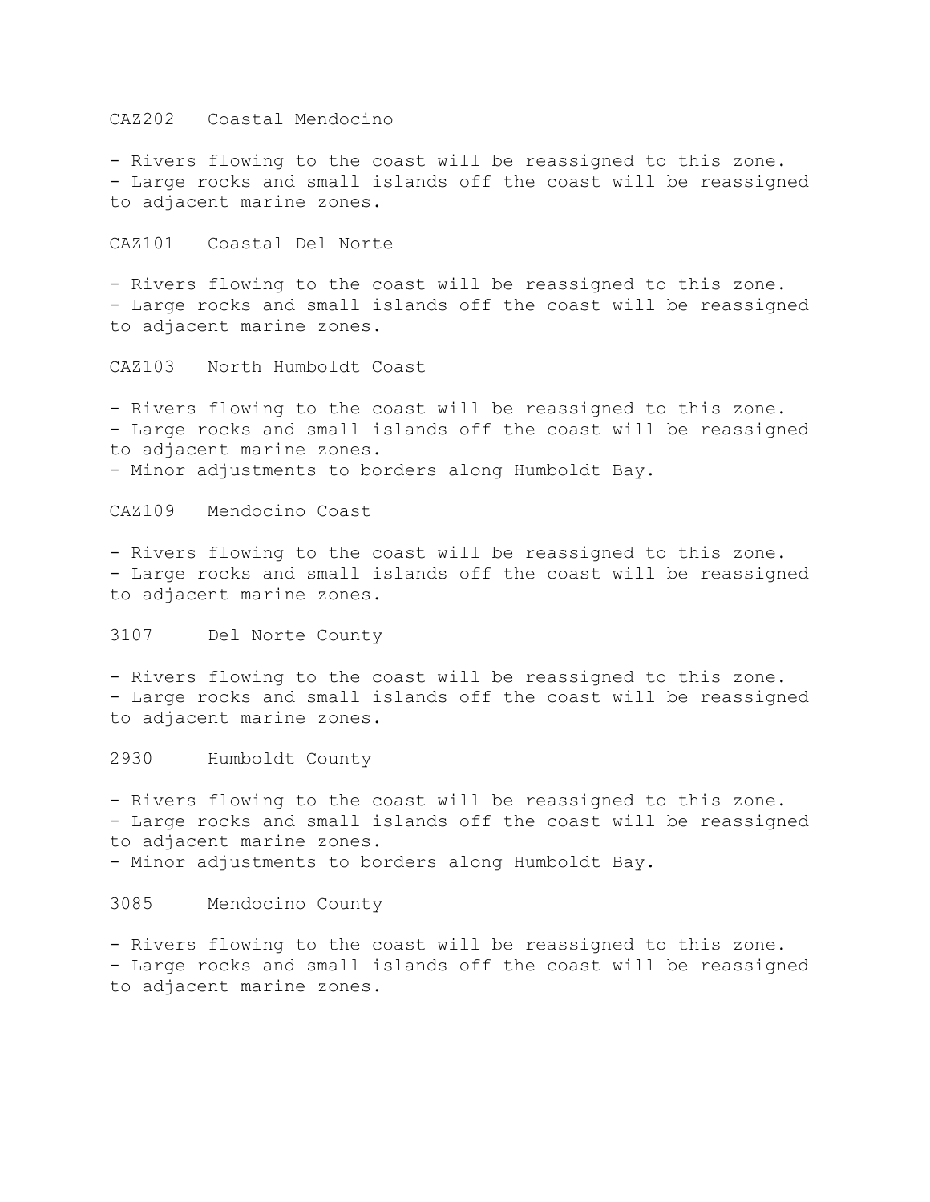CAZ202   Coastal Mendocino

- Rivers flowing to the coast will be reassigned to this zone.
- Large rocks and small islands off the coast will be reassigned to adjacent marine zones.

CAZ101   Coastal Del Norte

- Rivers flowing to the coast will be reassigned to this zone.
- Large rocks and small islands off the coast will be reassigned to adjacent marine zones.

CAZ103   North Humboldt Coast

- Rivers flowing to the coast will be reassigned to this zone.
- Large rocks and small islands off the coast will be reassigned to adjacent marine zones.
- Minor adjustments to borders along Humboldt Bay.

CAZ109   Mendocino Coast

- Rivers flowing to the coast will be reassigned to this zone.
- Large rocks and small islands off the coast will be reassigned to adjacent marine zones.

3107     Del Norte County

- Rivers flowing to the coast will be reassigned to this zone.
- Large rocks and small islands off the coast will be reassigned to adjacent marine zones.

2930     Humboldt County

- Rivers flowing to the coast will be reassigned to this zone.
- Large rocks and small islands off the coast will be reassigned to adjacent marine zones.
- Minor adjustments to borders along Humboldt Bay.

3085     Mendocino County

- Rivers flowing to the coast will be reassigned to this zone.
- Large rocks and small islands off the coast will be reassigned to adjacent marine zones.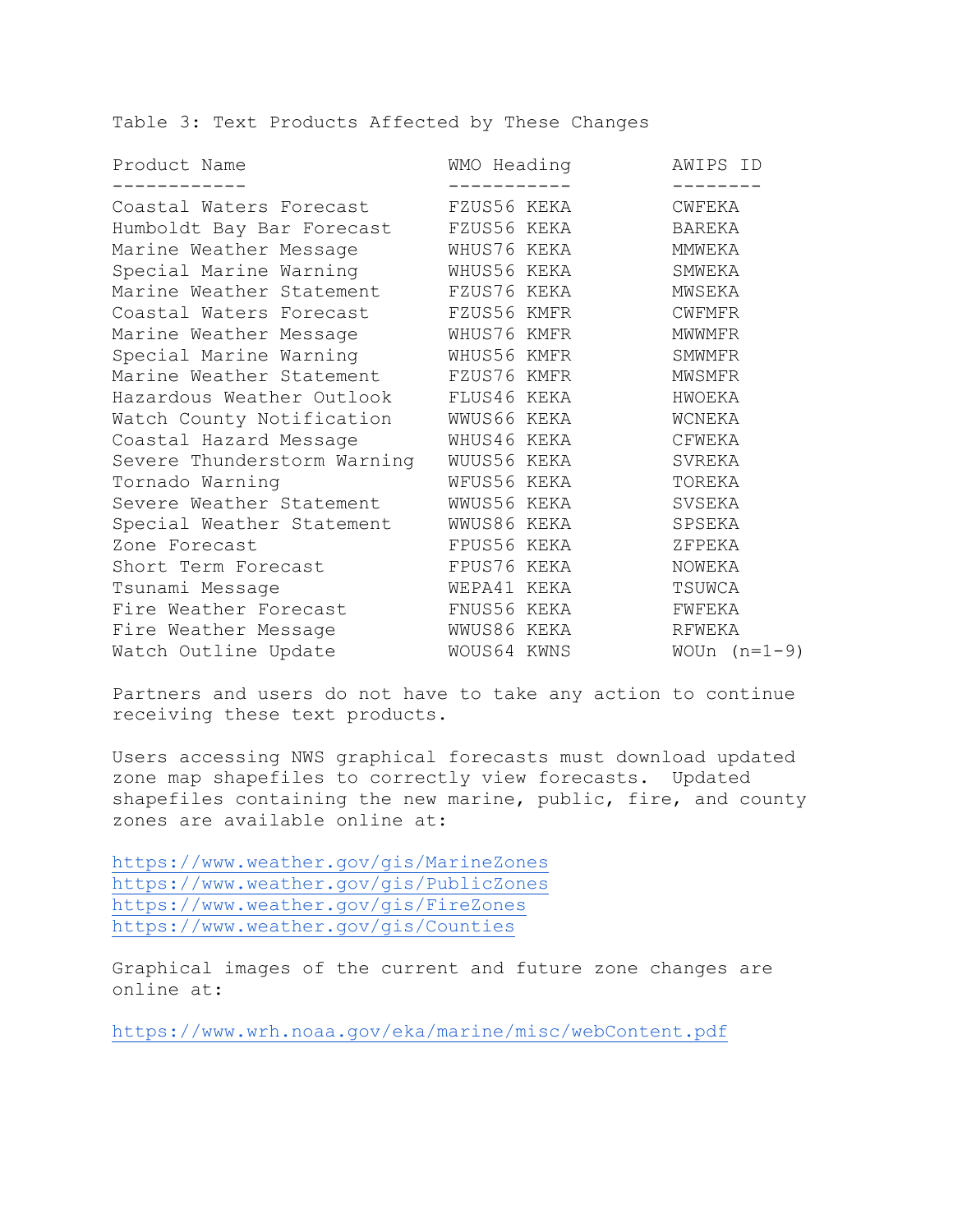Table 3: Text Products Affected by These Changes

| Product Name | WMO Heading | AWIPS ID |
|---|---|---|
| Coastal Waters Forecast | FZUS56 KEKA | CWFEKA |
| Humboldt Bay Bar Forecast | FZUS56 KEKA | BAREKA |
| Marine Weather Message | WHUS76 KEKA | MMWEKA |
| Special Marine Warning | WHUS56 KEKA | SMWEKA |
| Marine Weather Statement | FZUS76 KEKA | MWSEKA |
| Coastal Waters Forecast | FZUS56 KMFR | CWFMFR |
| Marine Weather Message | WHUS76 KMFR | MWWMFR |
| Special Marine Warning | WHUS56 KMFR | SMWMFR |
| Marine Weather Statement | FZUS76 KMFR | MWSMFR |
| Hazardous Weather Outlook | FLUS46 KEKA | HWOEKA |
| Watch County Notification | WWUS66 KEKA | WCNEKA |
| Coastal Hazard Message | WHUS46 KEKA | CFWEKA |
| Severe Thunderstorm Warning | WUUS56 KEKA | SVREKA |
| Tornado Warning | WFUS56 KEKA | TOREKA |
| Severe Weather Statement | WWUS56 KEKA | SVSEKA |
| Special Weather Statement | WWUS86 KEKA | SPSEKA |
| Zone Forecast | FPUS56 KEKA | ZFPEKA |
| Short Term Forecast | FPUS76 KEKA | NOWEKA |
| Tsunami Message | WEPA41 KEKA | TSUWCA |
| Fire Weather Forecast | FNUS56 KEKA | FWFEKA |
| Fire Weather Message | WWUS86 KEKA | RFWEKA |
| Watch Outline Update | WOUS64 KWNS | WOUn (n=1-9) |

Partners and users do not have to take any action to continue receiving these text products.

Users accessing NWS graphical forecasts must download updated zone map shapefiles to correctly view forecasts. Updated shapefiles containing the new marine, public, fire, and county zones are available online at:

https://www.weather.gov/gis/MarineZones
https://www.weather.gov/gis/PublicZones
https://www.weather.gov/gis/FireZones
https://www.weather.gov/gis/Counties

Graphical images of the current and future zone changes are online at:

https://www.wrh.noaa.gov/eka/marine/misc/webContent.pdf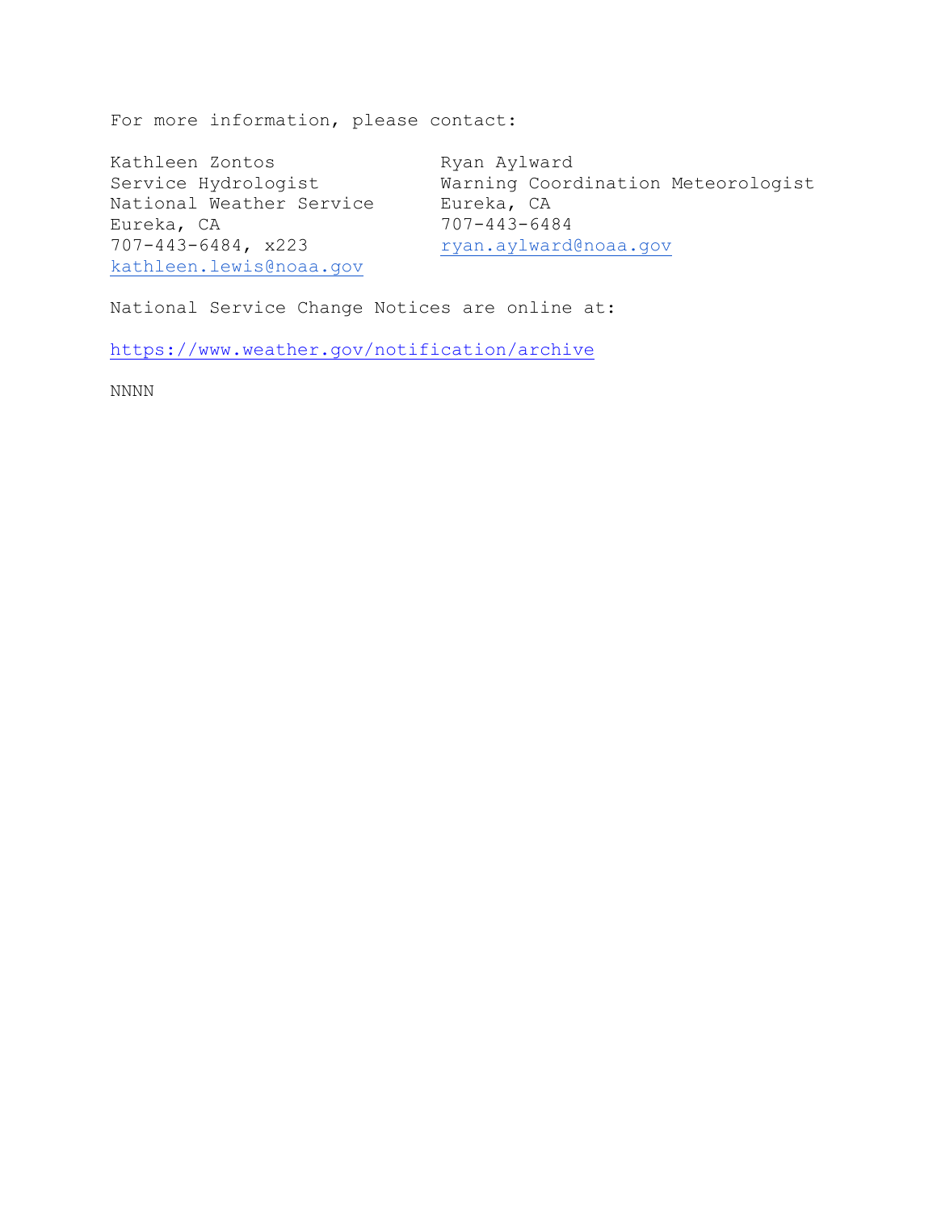For more information, please contact:

Kathleen Zontos
Service Hydrologist
National Weather Service
Eureka, CA
707-443-6484, x223
kathleen.lewis@noaa.gov

Ryan Aylward
Warning Coordination Meteorologist
Eureka, CA
707-443-6484
ryan.aylward@noaa.gov

National Service Change Notices are online at:

https://www.weather.gov/notification/archive

NNNN